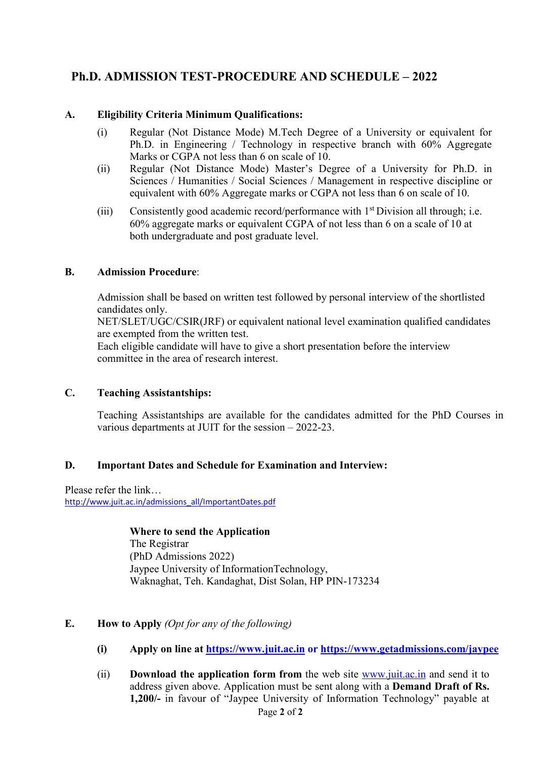# Ph.D. ADMISSION TEST-PROCEDURE AND SCHEDULE – 2022

## A. Eligibility Criteria Minimum Qualifications:

(i) Regular (Not Distance Mode) M.Tech Degree of a University or equivalent for Ph.D. in Engineering / Technology in respective branch with 60% Aggregate Marks or CGPA not less than 6 on scale of 10.

(ii) Regular (Not Distance Mode) Master's Degree of a University for Ph.D. in Sciences / Humanities / Social Sciences / Management in respective discipline or equivalent with 60% Aggregate marks or CGPA not less than 6 on scale of 10.

(iii) Consistently good academic record/performance with 1st Division all through; i.e. 60% aggregate marks or equivalent CGPA of not less than 6 on a scale of 10 at both undergraduate and post graduate level.

## B. Admission Procedure:

Admission shall be based on written test followed by personal interview of the shortlisted candidates only.

NET/SLET/UGC/CSIR(JRF) or equivalent national level examination qualified candidates are exempted from the written test.

Each eligible candidate will have to give a short presentation before the interview committee in the area of research interest.

## C. Teaching Assistantships:

Teaching Assistantships are available for the candidates admitted for the PhD Courses in various departments at JUIT for the session – 2022-23.

## D. Important Dates and Schedule for Examination and Interview:

Please refer the link…
http://www.juit.ac.in/admissions_all/ImportantDates.pdf

**Where to send the Application**
The Registrar
(PhD Admissions 2022)
Jaypee University of InformationTechnology,
Waknaghat, Teh. Kandaghat, Dist Solan, HP PIN-173234

## E. How to Apply *(Opt for any of the following)*

**(i) Apply on line at https://www.juit.ac.in or https://www.getadmissions.com/jaypee**

(ii) **Download the application form from** the web site www.juit.ac.in and send it to address given above. Application must be sent along with a **Demand Draft of Rs. 1,200/-** in favour of "Jaypee University of Information Technology" payable at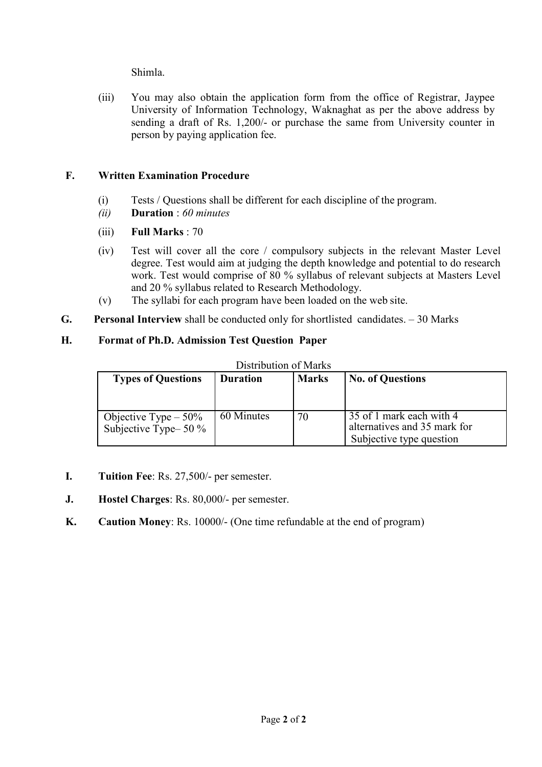Shimla.

(iii) You may also obtain the application form from the office of Registrar, Jaypee University of Information Technology, Waknaghat as per the above address by sending a draft of Rs. 1,200/- or purchase the same from University counter in person by paying application fee.

**F. Written Examination Procedure**

(i) Tests / Questions shall be different for each discipline of the program.

*(ii)* **Duration** : *60 minutes*

(iii) **Full Marks** : 70

(iv) Test will cover all the core / compulsory subjects in the relevant Master Level degree. Test would aim at judging the depth knowledge and potential to do research work. Test would comprise of 80 % syllabus of relevant subjects at Masters Level and 20 % syllabus related to Research Methodology.

(v) The syllabi for each program have been loaded on the web site.

**G. Personal Interview** shall be conducted only for shortlisted candidates. – 30 Marks

**H. Format of Ph.D. Admission Test Question Paper**

Distribution of Marks

| **Types of Questions** | **Duration** | **Marks** | **No. of Questions** |
|---|---|---|---|
| Objective Type – 50%<br>Subjective Type– 50 % | 60 Minutes | 70 | 35 of 1 mark each with 4 alternatives and 35 mark for Subjective type question |

**I. Tuition Fee**: Rs. 27,500/- per semester.

**J. Hostel Charges**: Rs. 80,000/- per semester.

**K. Caution Money**: Rs. 10000/- (One time refundable at the end of program)